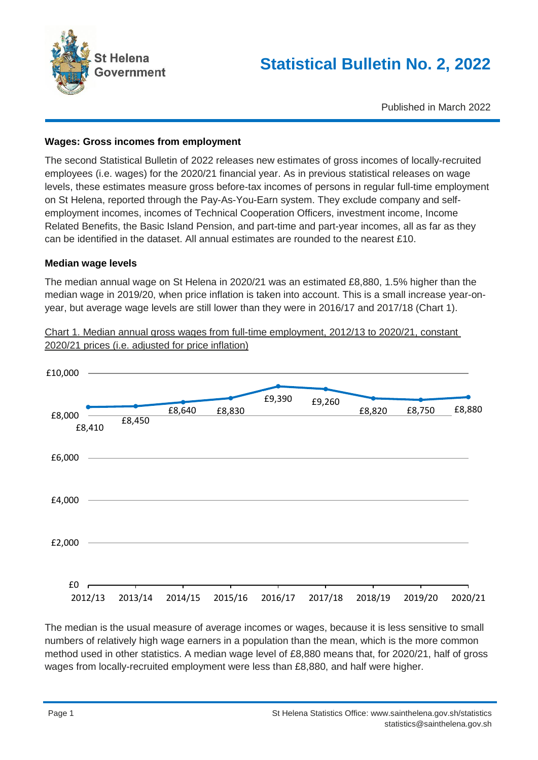St Helena Government

# Statistical Bulletin No. 2, 2022

Published in March 2022

## Wages: Gross incomes from employment

The second Statistical Bulletin of 2022 releases new estimates of gross incomes of locally-recruited employees (i.e. wages) for the 2020/21 financial year. As in previous statistical releases on wage levels, these estimates measure gross before-tax incomes of persons in regular full-time employment on St Helena, reported through the Pay-As-You-Earn system. They exclude company and self-employment incomes, incomes of Technical Cooperation Officers, investment income, Income Related Benefits, the Basic Island Pension, and part-time and part-year incomes, all as far as they can be identified in the dataset. All annual estimates are rounded to the nearest £10.

## Median wage levels

The median annual wage on St Helena in 2020/21 was an estimated £8,880, 1.5% higher than the median wage in 2019/20, when price inflation is taken into account. This is a small increase year-on-year, but average wage levels are still lower than they were in 2016/17 and 2017/18 (Chart 1).

Chart 1. Median annual gross wages from full-time employment, 2012/13 to 2020/21, constant 2020/21 prices (i.e. adjusted for price inflation)

| Year | Median annual gross wage |
|---|---|
| 2012/13 | £8,410 |
| 2013/14 | £8,450 |
| 2014/15 | £8,640 |
| 2015/16 | £8,830 |
| 2016/17 | £9,390 |
| 2017/18 | £9,260 |
| 2018/19 | £8,820 |
| 2019/20 | £8,750 |
| 2020/21 | £8,880 |

The median is the usual measure of average incomes or wages, because it is less sensitive to small numbers of relatively high wage earners in a population than the mean, which is the more common method used in other statistics. A median wage level of £8,880 means that, for 2020/21, half of gross wages from locally-recruited employment were less than £8,880, and half were higher.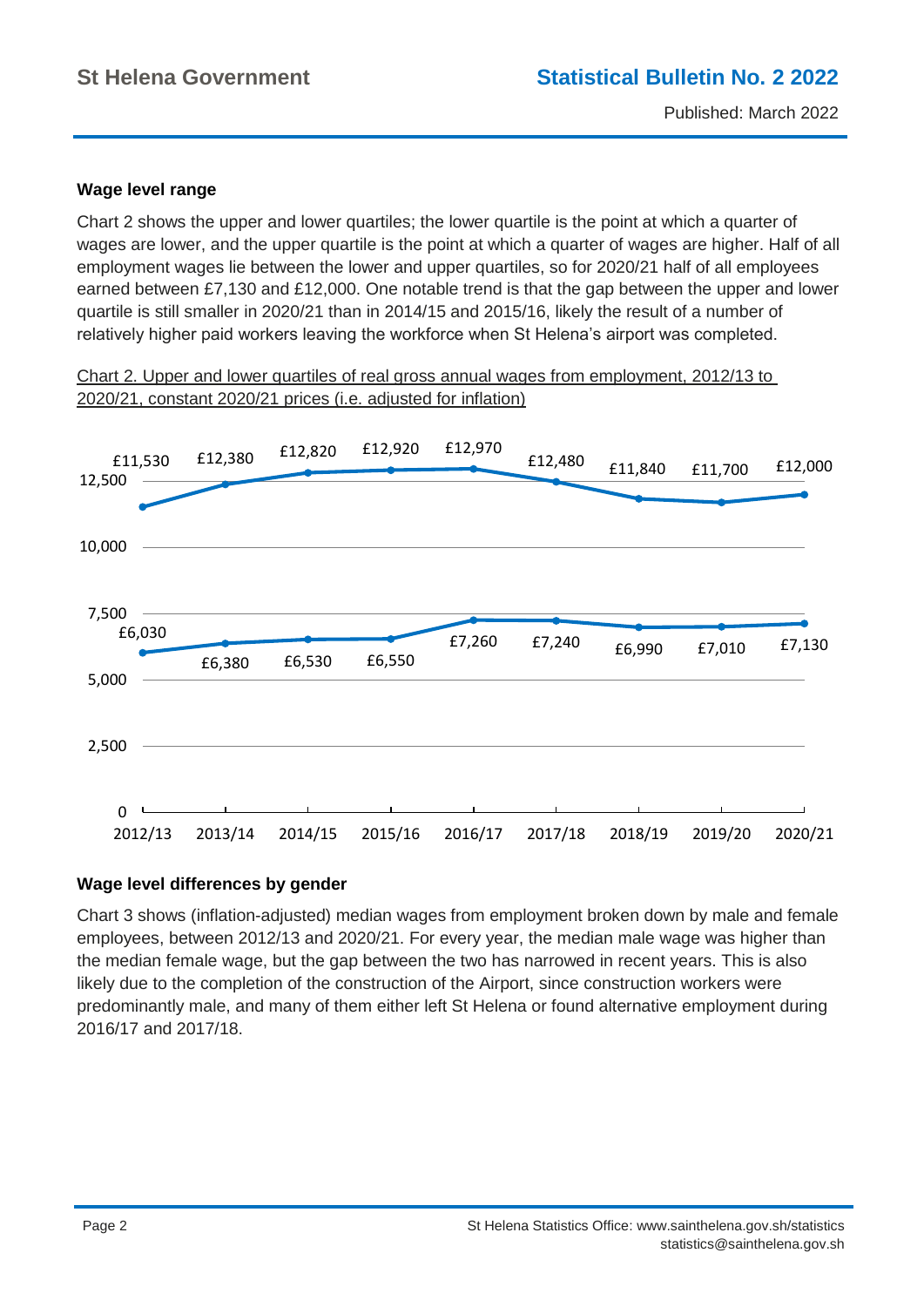### Wage level range

Chart 2 shows the upper and lower quartiles; the lower quartile is the point at which a quarter of wages are lower, and the upper quartile is the point at which a quarter of wages are higher. Half of all employment wages lie between the lower and upper quartiles, so for 2020/21 half of all employees earned between £7,130 and £12,000. One notable trend is that the gap between the upper and lower quartile is still smaller in 2020/21 than in 2014/15 and 2015/16, likely the result of a number of relatively higher paid workers leaving the workforce when St Helena's airport was completed.

Chart 2. Upper and lower quartiles of real gross annual wages from employment, 2012/13 to 2020/21, constant 2020/21 prices (i.e. adjusted for inflation)

| Year | Upper quartile | Lower quartile |
|---|---|---|
| 2012/13 | £11,530 | £6,030 |
| 2013/14 | £12,380 | £6,380 |
| 2014/15 | £12,820 | £6,530 |
| 2015/16 | £12,920 | £6,550 |
| 2016/17 | £12,970 | £7,260 |
| 2017/18 | £12,480 | £7,240 |
| 2018/19 | £11,840 | £6,990 |
| 2019/20 | £11,700 | £7,010 |
| 2020/21 | £12,000 | £7,130 |

### Wage level differences by gender

Chart 3 shows (inflation-adjusted) median wages from employment broken down by male and female employees, between 2012/13 and 2020/21. For every year, the median male wage was higher than the median female wage, but the gap between the two has narrowed in recent years. This is also likely due to the completion of the construction of the Airport, since construction workers were predominantly male, and many of them either left St Helena or found alternative employment during 2016/17 and 2017/18.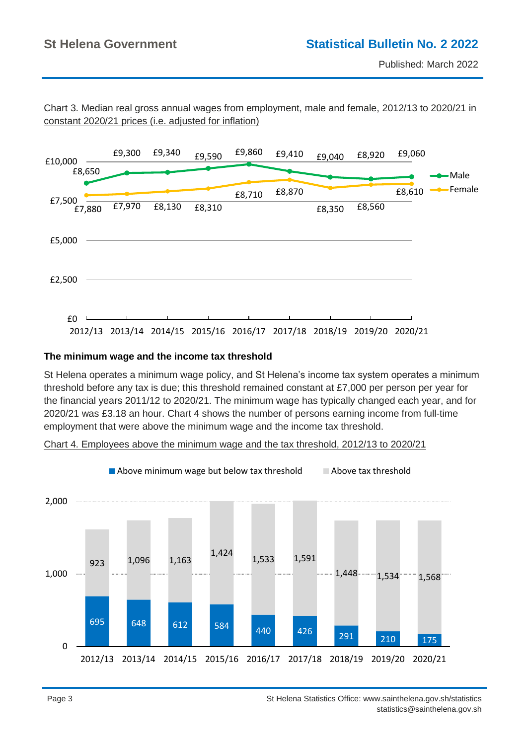Chart 3. Median real gross annual wages from employment, male and female, 2012/13 to 2020/21 in constant 2020/21 prices (i.e. adjusted for inflation)

| Year | Male | Female |
|---|---|---|
| 2012/13 | £8,650 | £7,880 |
| 2013/14 | £9,300 | £7,970 |
| 2014/15 | £9,340 | £8,130 |
| 2015/16 | £9,590 | £8,310 |
| 2016/17 | £9,860 | £8,710 |
| 2017/18 | £9,410 | £8,870 |
| 2018/19 | £9,040 | £8,350 |
| 2019/20 | £8,920 | £8,560 |
| 2020/21 | £9,060 | £8,610 |

### The minimum wage and the income tax threshold

St Helena operates a minimum wage policy, and St Helena's income tax system operates a minimum threshold before any tax is due; this threshold remained constant at £7,000 per person per year for the financial years 2011/12 to 2020/21. The minimum wage has typically changed each year, and for 2020/21 was £3.18 an hour. Chart 4 shows the number of persons earning income from full-time employment that were above the minimum wage and the income tax threshold.

Chart 4. Employees above the minimum wage and the tax threshold, 2012/13 to 2020/21

| Year | Above minimum wage but below tax threshold | Above tax threshold |
|---|---|---|
| 2012/13 | 695 | 923 |
| 2013/14 | 648 | 1,096 |
| 2014/15 | 612 | 1,163 |
| 2015/16 | 584 | 1,424 |
| 2016/17 | 440 | 1,533 |
| 2017/18 | 426 | 1,591 |
| 2018/19 | 291 | 1,448 |
| 2019/20 | 210 | 1,534 |
| 2020/21 | 175 | 1,568 |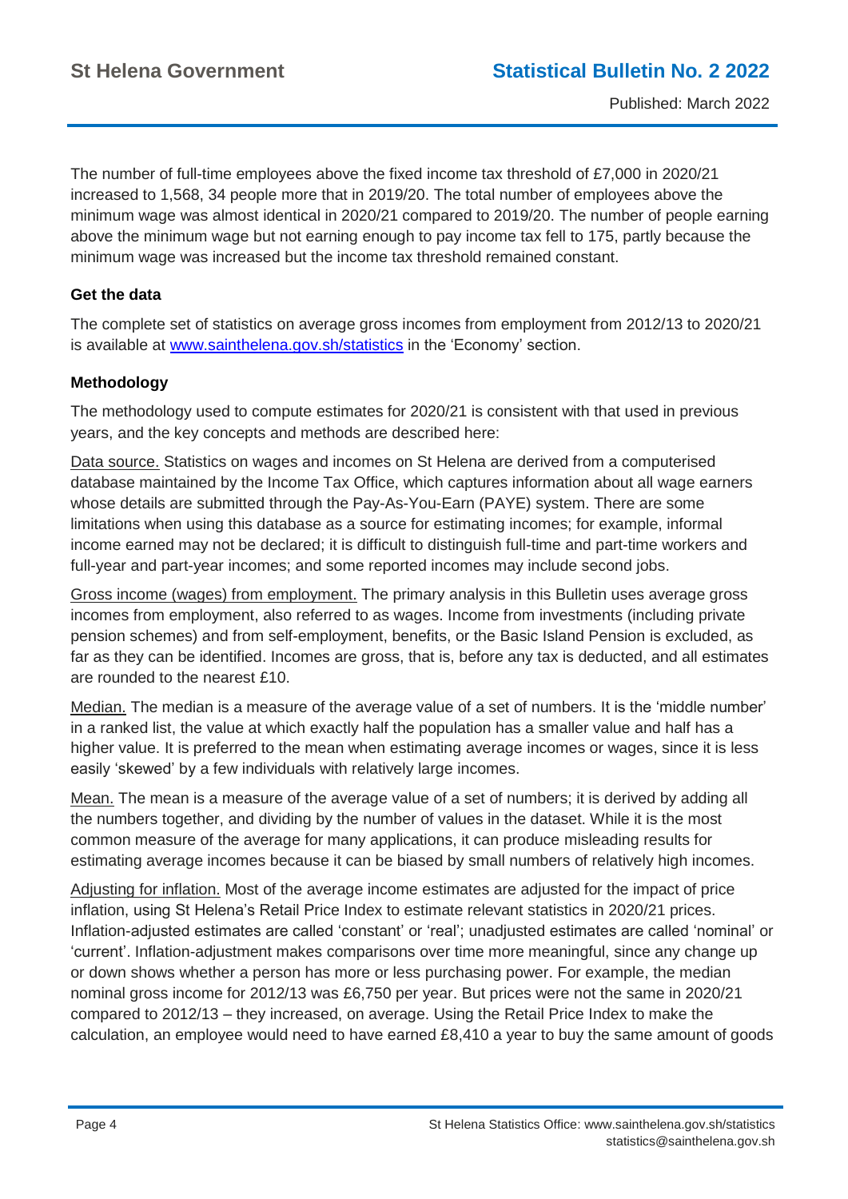The number of full-time employees above the fixed income tax threshold of £7,000 in 2020/21 increased to 1,568, 34 people more that in 2019/20. The total number of employees above the minimum wage was almost identical in 2020/21 compared to 2019/20. The number of people earning above the minimum wage but not earning enough to pay income tax fell to 175, partly because the minimum wage was increased but the income tax threshold remained constant.

**Get the data**

The complete set of statistics on average gross incomes from employment from 2012/13 to 2020/21 is available at www.sainthelena.gov.sh/statistics in the 'Economy' section.

**Methodology**

The methodology used to compute estimates for 2020/21 is consistent with that used in previous years, and the key concepts and methods are described here:

Data source. Statistics on wages and incomes on St Helena are derived from a computerised database maintained by the Income Tax Office, which captures information about all wage earners whose details are submitted through the Pay-As-You-Earn (PAYE) system. There are some limitations when using this database as a source for estimating incomes; for example, informal income earned may not be declared; it is difficult to distinguish full-time and part-time workers and full-year and part-year incomes; and some reported incomes may include second jobs.

Gross income (wages) from employment. The primary analysis in this Bulletin uses average gross incomes from employment, also referred to as wages. Income from investments (including private pension schemes) and from self-employment, benefits, or the Basic Island Pension is excluded, as far as they can be identified. Incomes are gross, that is, before any tax is deducted, and all estimates are rounded to the nearest £10.

Median. The median is a measure of the average value of a set of numbers. It is the 'middle number' in a ranked list, the value at which exactly half the population has a smaller value and half has a higher value. It is preferred to the mean when estimating average incomes or wages, since it is less easily 'skewed' by a few individuals with relatively large incomes.

Mean. The mean is a measure of the average value of a set of numbers; it is derived by adding all the numbers together, and dividing by the number of values in the dataset. While it is the most common measure of the average for many applications, it can produce misleading results for estimating average incomes because it can be biased by small numbers of relatively high incomes.

Adjusting for inflation. Most of the average income estimates are adjusted for the impact of price inflation, using St Helena's Retail Price Index to estimate relevant statistics in 2020/21 prices. Inflation-adjusted estimates are called 'constant' or 'real'; unadjusted estimates are called 'nominal' or 'current'. Inflation-adjustment makes comparisons over time more meaningful, since any change up or down shows whether a person has more or less purchasing power. For example, the median nominal gross income for 2012/13 was £6,750 per year. But prices were not the same in 2020/21 compared to 2012/13 – they increased, on average. Using the Retail Price Index to make the calculation, an employee would need to have earned £8,410 a year to buy the same amount of goods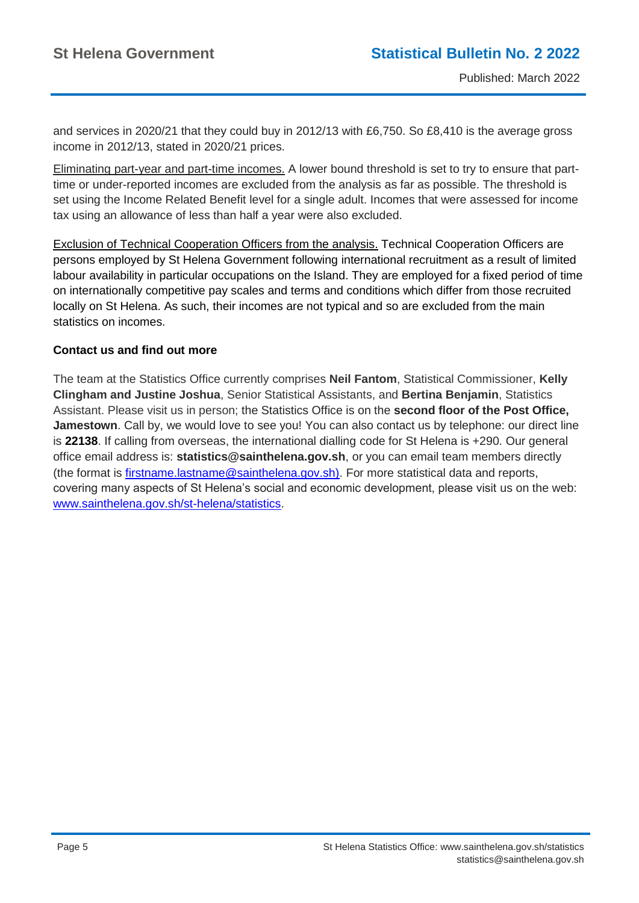and services in 2020/21 that they could buy in 2012/13 with £6,750. So £8,410 is the average gross income in 2012/13, stated in 2020/21 prices.

Eliminating part-year and part-time incomes. A lower bound threshold is set to try to ensure that part-time or under-reported incomes are excluded from the analysis as far as possible. The threshold is set using the Income Related Benefit level for a single adult. Incomes that were assessed for income tax using an allowance of less than half a year were also excluded.

Exclusion of Technical Cooperation Officers from the analysis. Technical Cooperation Officers are persons employed by St Helena Government following international recruitment as a result of limited labour availability in particular occupations on the Island. They are employed for a fixed period of time on internationally competitive pay scales and terms and conditions which differ from those recruited locally on St Helena. As such, their incomes are not typical and so are excluded from the main statistics on incomes.

**Contact us and find out more**

The team at the Statistics Office currently comprises **Neil Fantom**, Statistical Commissioner, **Kelly Clingham and Justine Joshua**, Senior Statistical Assistants, and **Bertina Benjamin**, Statistics Assistant. Please visit us in person; the Statistics Office is on the **second floor of the Post Office, Jamestown**. Call by, we would love to see you! You can also contact us by telephone: our direct line is **22138**. If calling from overseas, the international dialling code for St Helena is +290. Our general office email address is: **statistics@sainthelena.gov.sh**, or you can email team members directly (the format is firstname.lastname@sainthelena.gov.sh). For more statistical data and reports, covering many aspects of St Helena's social and economic development, please visit us on the web: www.sainthelena.gov.sh/st-helena/statistics.